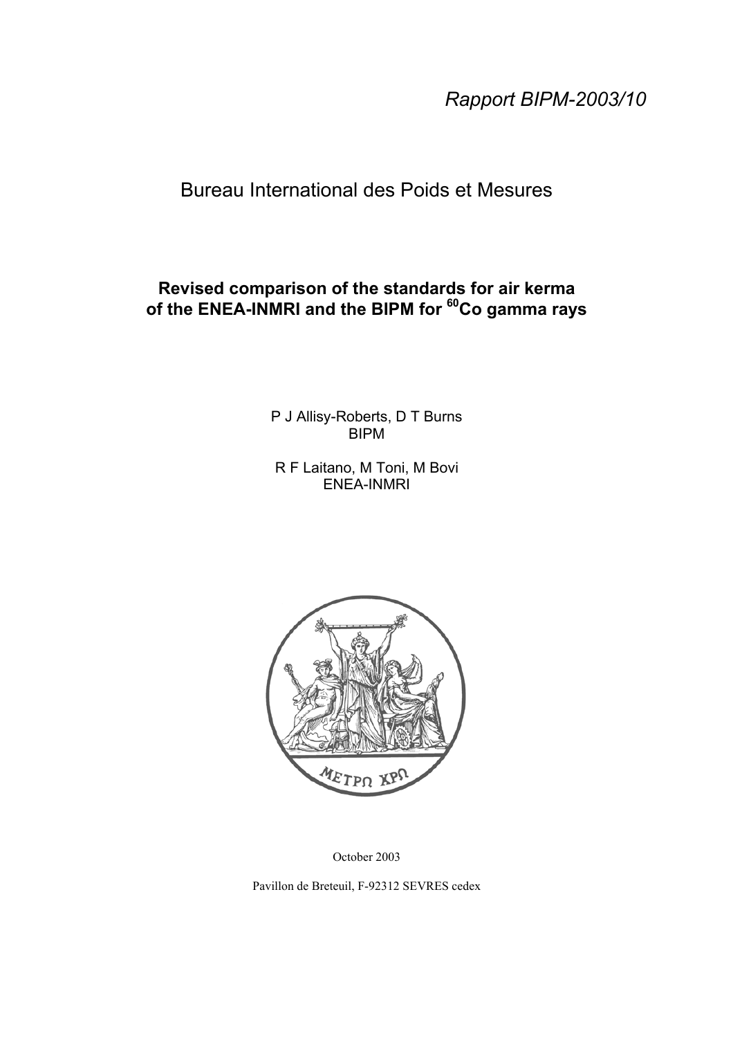*Rapport BIPM-2003/10*

# Bureau International des Poids et Mesures

**Revised comparison of the standards for air kerma of the ENEA-INMRI and the BIPM for $^{60}$Co gamma rays**

P J Allisy-Roberts, D T Burns
BIPM

R F Laitano, M Toni, M Bovi
ENEA-INMRI

ΜΕΤΡΩ ΧΡΩ

October 2003

Pavillon de Breteuil, F-92312 SEVRES cedex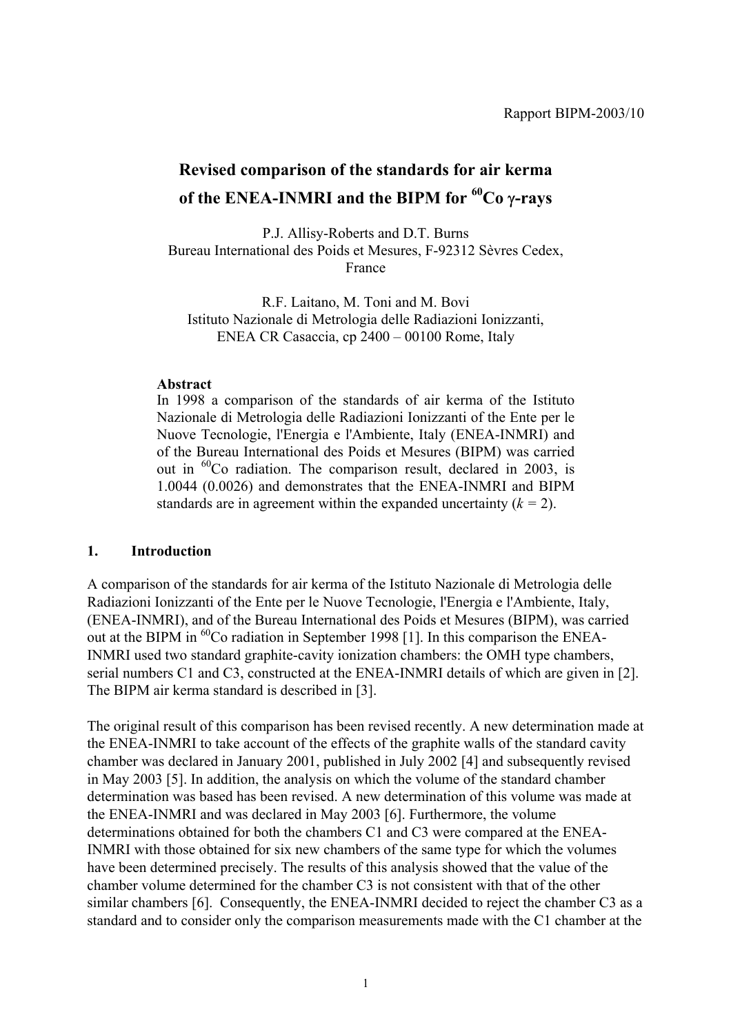Rapport BIPM-2003/10

# Revised comparison of the standards for air kerma of the ENEA-INMRI and the BIPM for $^{60}$Co γ-rays

P.J. Allisy-Roberts and D.T. Burns
Bureau International des Poids et Mesures, F-92312 Sèvres Cedex, France

R.F. Laitano, M. Toni and M. Bovi
Istituto Nazionale di Metrologia delle Radiazioni Ionizzanti, ENEA CR Casaccia, cp 2400 – 00100 Rome, Italy

**Abstract**

In 1998 a comparison of the standards of air kerma of the Istituto Nazionale di Metrologia delle Radiazioni Ionizzanti of the Ente per le Nuove Tecnologie, l'Energia e l'Ambiente, Italy (ENEA-INMRI) and of the Bureau International des Poids et Mesures (BIPM) was carried out in $^{60}$Co radiation. The comparison result, declared in 2003, is 1.0044 (0.0026) and demonstrates that the ENEA-INMRI and BIPM standards are in agreement within the expanded uncertainty ($k$ = 2).

## 1. Introduction

A comparison of the standards for air kerma of the Istituto Nazionale di Metrologia delle Radiazioni Ionizzanti of the Ente per le Nuove Tecnologie, l'Energia e l'Ambiente, Italy, (ENEA-INMRI), and of the Bureau International des Poids et Mesures (BIPM), was carried out at the BIPM in $^{60}$Co radiation in September 1998 [1]. In this comparison the ENEA-INMRI used two standard graphite-cavity ionization chambers: the OMH type chambers, serial numbers C1 and C3, constructed at the ENEA-INMRI details of which are given in [2]. The BIPM air kerma standard is described in [3].

The original result of this comparison has been revised recently. A new determination made at the ENEA-INMRI to take account of the effects of the graphite walls of the standard cavity chamber was declared in January 2001, published in July 2002 [4] and subsequently revised in May 2003 [5]. In addition, the analysis on which the volume of the standard chamber determination was based has been revised. A new determination of this volume was made at the ENEA-INMRI and was declared in May 2003 [6]. Furthermore, the volume determinations obtained for both the chambers C1 and C3 were compared at the ENEA-INMRI with those obtained for six new chambers of the same type for which the volumes have been determined precisely. The results of this analysis showed that the value of the chamber volume determined for the chamber C3 is not consistent with that of the other similar chambers [6]. Consequently, the ENEA-INMRI decided to reject the chamber C3 as a standard and to consider only the comparison measurements made with the C1 chamber at the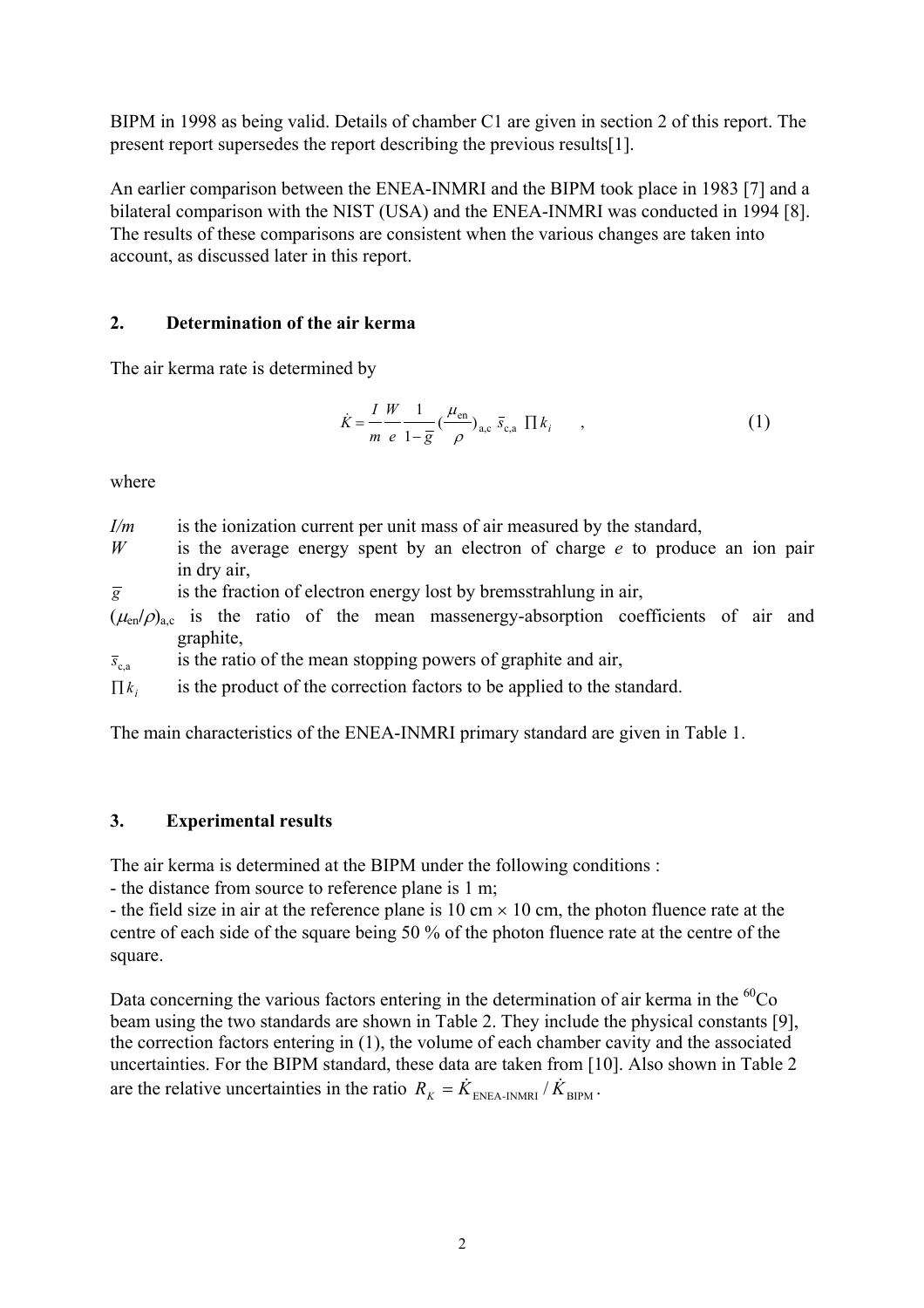BIPM in 1998 as being valid. Details of chamber C1 are given in section 2 of this report. The present report supersedes the report describing the previous results[1].

An earlier comparison between the ENEA-INMRI and the BIPM took place in 1983 [7] and a bilateral comparison with the NIST (USA) and the ENEA-INMRI was conducted in 1994 [8]. The results of these comparisons are consistent when the various changes are taken into account, as discussed later in this report.

## 2. Determination of the air kerma

The air kerma rate is determined by

$$\dot{K} = \frac{I}{m}\frac{W}{e}\frac{1}{1-\bar{g}}\left(\frac{\mu_{\text{en}}}{\rho}\right)_{\text{a,c}} \bar{s}_{\text{c,a}} \prod k_i \quad , \tag{1}$$

where

- $I/m$ is the ionization current per unit mass of air measured by the standard,
- $W$ is the average energy spent by an electron of charge $e$ to produce an ion pair in dry air,
- $\bar{g}$ is the fraction of electron energy lost by bremsstrahlung in air,
- $(\mu_{\text{en}}/\rho)_{\text{a,c}}$ is the ratio of the mean massenergy-absorption coefficients of air and graphite,
- $\bar{s}_{\text{c,a}}$ is the ratio of the mean stopping powers of graphite and air,
- $\prod k_i$ is the product of the correction factors to be applied to the standard.

The main characteristics of the ENEA-INMRI primary standard are given in Table 1.

## 3. Experimental results

The air kerma is determined at the BIPM under the following conditions :
- the distance from source to reference plane is 1 m;
- the field size in air at the reference plane is 10 cm × 10 cm, the photon fluence rate at the centre of each side of the square being 50 % of the photon fluence rate at the centre of the square.

Data concerning the various factors entering in the determination of air kerma in the $^{60}$Co beam using the two standards are shown in Table 2. They include the physical constants [9], the correction factors entering in (1), the volume of each chamber cavity and the associated uncertainties. For the BIPM standard, these data are taken from [10]. Also shown in Table 2 are the relative uncertainties in the ratio $R_K = \dot{K}_{\text{ENEA-INMRI}} / \dot{K}_{\text{BIPM}}$.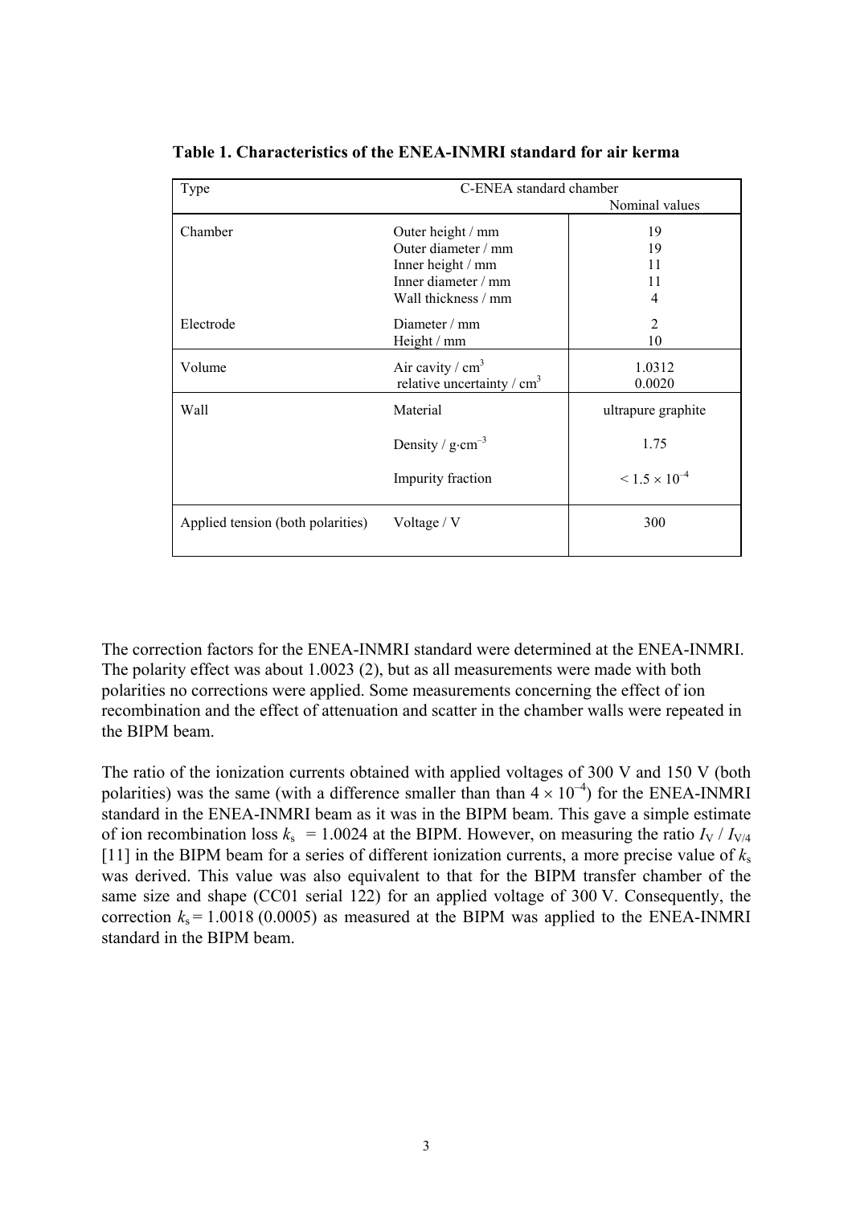**Table 1. Characteristics of the ENEA-INMRI standard for air kerma**

| Type | C-ENEA standard chamber | |
|---|---|---|
| | | Nominal values |
| Chamber | Outer height / mm | 19 |
| | Outer diameter / mm | 19 |
| | Inner height / mm | 11 |
| | Inner diameter / mm | 11 |
| | Wall thickness / mm | 4 |
| Electrode | Diameter / mm | 2 |
| | Height / mm | 10 |
| Volume | Air cavity / $cm^3$ | 1.0312 |
| | relative uncertainty / $cm^3$ | 0.0020 |
| Wall | Material | ultrapure graphite |
| | Density / $g \cdot cm^{-3}$ | 1.75 |
| | Impurity fraction | $< 1.5 \times 10^{-4}$ |
| Applied tension (both polarities) | Voltage / V | 300 |

The correction factors for the ENEA-INMRI standard were determined at the ENEA-INMRI. The polarity effect was about 1.0023 (2), but as all measurements were made with both polarities no corrections were applied. Some measurements concerning the effect of ion recombination and the effect of attenuation and scatter in the chamber walls were repeated in the BIPM beam.

The ratio of the ionization currents obtained with applied voltages of 300 V and 150 V (both polarities) was the same (with a difference smaller than than $4 \times 10^{-4}$) for the ENEA-INMRI standard in the ENEA-INMRI beam as it was in the BIPM beam. This gave a simple estimate of ion recombination loss $k_s = 1.0024$ at the BIPM. However, on measuring the ratio $I_V / I_{V/4}$ [11] in the BIPM beam for a series of different ionization currents, a more precise value of $k_s$ was derived. This value was also equivalent to that for the BIPM transfer chamber of the same size and shape (CC01 serial 122) for an applied voltage of 300 V. Consequently, the correction $k_s = 1.0018$ (0.0005) as measured at the BIPM was applied to the ENEA-INMRI standard in the BIPM beam.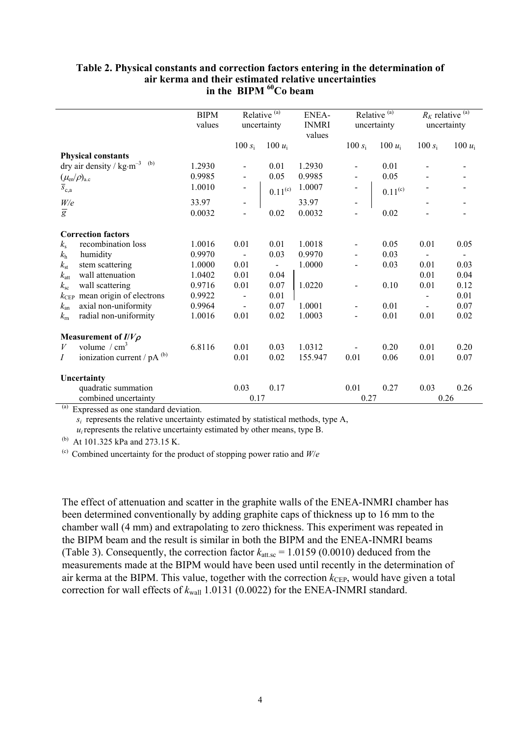**Table 2. Physical constants and correction factors entering in the determination of air kerma and their estimated relative uncertainties in the BIPM $^{60}$Co beam**

| | BIPM values | Relative [(a)] uncertainty | | ENEA-INMRI values | Relative [(a)] uncertainty | | $R_K$ relative [(a)] uncertainty | |
|---|---|---|---|---|---|---|---|---|
| | | $100\, s_i$ | $100\, u_i$ | | $100\, s_i$ | $100\, u_i$ | $100\, s_i$ | $100\, u_i$ |
| **Physical constants** | | | | | | | | |
| dry air density / kg·m$^{-3}$ [(b)] | 1.2930 | - | 0.01 | 1.2930 | - | 0.01 | - | - |
| $(\mu_{en}/\rho)_{a,c}$ | 0.9985 | - | 0.05 | 0.9985 | - | 0.05 | - | - |
| $\overline{s}_{c,a}$ | 1.0010 | - | 0.11[(c)] | 1.0007 | - | 0.11[(c)] | - | - |
| $W/e$ | 33.97 | - | | 33.97 | - | | - | - |
| $\overline{g}$ | 0.0032 | - | 0.02 | 0.0032 | - | 0.02 | - | - |
| **Correction factors** | | | | | | | | |
| $k_s$ recombination loss | 1.0016 | 0.01 | 0.01 | 1.0018 | - | 0.05 | 0.01 | 0.05 |
| $k_h$ humidity | 0.9970 | - | 0.03 | 0.9970 | - | 0.03 | - | - |
| $k_{st}$ stem scattering | 1.0000 | 0.01 | - | 1.0000 | - | 0.03 | 0.01 | 0.03 |
| $k_{att}$ wall attenuation | 1.0402 | 0.01 | 0.04 | | | | 0.01 | 0.04 |
| $k_{sc}$ wall scattering | 0.9716 | 0.01 | 0.07 | 1.0220 | - | 0.10 | 0.01 | 0.12 |
| $k_{CEP}$ mean origin of electrons | 0.9922 | - | 0.01 | | | | - | 0.01 |
| $k_{an}$ axial non-uniformity | 0.9964 | - | 0.07 | 1.0001 | - | 0.01 | - | 0.07 |
| $k_{rn}$ radial non-uniformity | 1.0016 | 0.01 | 0.02 | 1.0003 | - | 0.01 | 0.01 | 0.02 |
| **Measurement of $I/V\rho$** | | | | | | | | |
| $V$ volume / cm$^3$ | 6.8116 | 0.01 | 0.03 | 1.0312 | - | 0.20 | 0.01 | 0.20 |
| $I$ ionization current / pA [(b)] | | 0.01 | 0.02 | 155.947 | 0.01 | 0.06 | 0.01 | 0.07 |
| **Uncertainty** | | | | | | | | |
| quadratic summation | | 0.03 | 0.17 | | 0.01 | 0.27 | 0.03 | 0.26 |
| combined uncertainty | | 0.17 | | | 0.27 | | 0.26 | |

[(a)] Expressed as one standard deviation.
$s_i$ represents the relative uncertainty estimated by statistical methods, type A,
$u_i$ represents the relative uncertainty estimated by other means, type B.

[(b)] At 101.325 kPa and 273.15 K.

[(c)] Combined uncertainty for the product of stopping power ratio and $W/e$

The effect of attenuation and scatter in the graphite walls of the ENEA-INMRI chamber has been determined conventionally by adding graphite caps of thickness up to 16 mm to the chamber wall (4 mm) and extrapolating to zero thickness. This experiment was repeated in the BIPM beam and the result is similar in both the BIPM and the ENEA-INMRI beams (Table 3). Consequently, the correction factor $k_{att.sc} = 1.0159$ (0.0010) deduced from the measurements made at the BIPM would have been used until recently in the determination of air kerma at the BIPM. This value, together with the correction $k_{CEP}$, would have given a total correction for wall effects of $k_{wall}$ 1.0131 (0.0022) for the ENEA-INMRI standard.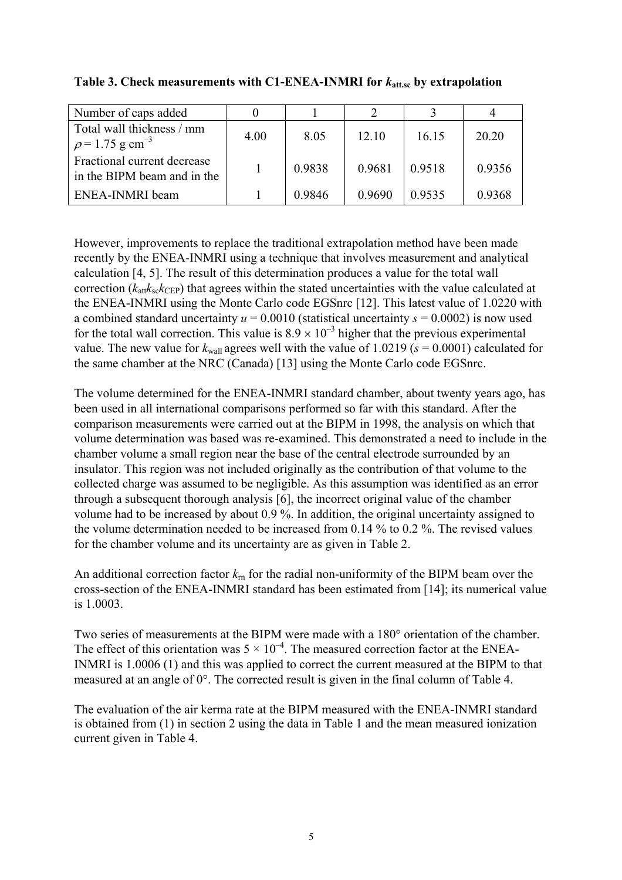**Table 3. Check measurements with C1-ENEA-INMRI for $k_{att,sc}$ by extrapolation**

| Number of caps added | 0 | 1 | 2 | 3 | 4 |
|---|---|---|---|---|---|
| Total wall thickness / mm $\rho = 1.75$ g cm$^{-3}$ | 4.00 | 8.05 | 12.10 | 16.15 | 20.20 |
| Fractional current decrease in the BIPM beam and in the | 1 | 0.9838 | 0.9681 | 0.9518 | 0.9356 |
| ENEA-INMRI beam | 1 | 0.9846 | 0.9690 | 0.9535 | 0.9368 |

However, improvements to replace the traditional extrapolation method have been made recently by the ENEA-INMRI using a technique that involves measurement and analytical calculation [4, 5]. The result of this determination produces a value for the total wall correction ($k_{att}k_{sc}k_{CEP}$) that agrees within the stated uncertainties with the value calculated at the ENEA-INMRI using the Monte Carlo code EGSnrc [12]. This latest value of 1.0220 with a combined standard uncertainty $u = 0.0010$ (statistical uncertainty $s = 0.0002$) is now used for the total wall correction. This value is $8.9 \times 10^{-3}$ higher that the previous experimental value. The new value for $k_{wall}$ agrees well with the value of 1.0219 ($s = 0.0001$) calculated for the same chamber at the NRC (Canada) [13] using the Monte Carlo code EGSnrc.

The volume determined for the ENEA-INMRI standard chamber, about twenty years ago, has been used in all international comparisons performed so far with this standard. After the comparison measurements were carried out at the BIPM in 1998, the analysis on which that volume determination was based was re-examined. This demonstrated a need to include in the chamber volume a small region near the base of the central electrode surrounded by an insulator. This region was not included originally as the contribution of that volume to the collected charge was assumed to be negligible. As this assumption was identified as an error through a subsequent thorough analysis [6], the incorrect original value of the chamber volume had to be increased by about 0.9 %. In addition, the original uncertainty assigned to the volume determination needed to be increased from 0.14 % to 0.2 %. The revised values for the chamber volume and its uncertainty are as given in Table 2.

An additional correction factor $k_{rn}$ for the radial non-uniformity of the BIPM beam over the cross-section of the ENEA-INMRI standard has been estimated from [14]; its numerical value is 1.0003.

Two series of measurements at the BIPM were made with a 180° orientation of the chamber. The effect of this orientation was $5 \times 10^{-4}$. The measured correction factor at the ENEA-INMRI is 1.0006 (1) and this was applied to correct the current measured at the BIPM to that measured at an angle of 0°. The corrected result is given in the final column of Table 4.

The evaluation of the air kerma rate at the BIPM measured with the ENEA-INMRI standard is obtained from (1) in section 2 using the data in Table 1 and the mean measured ionization current given in Table 4.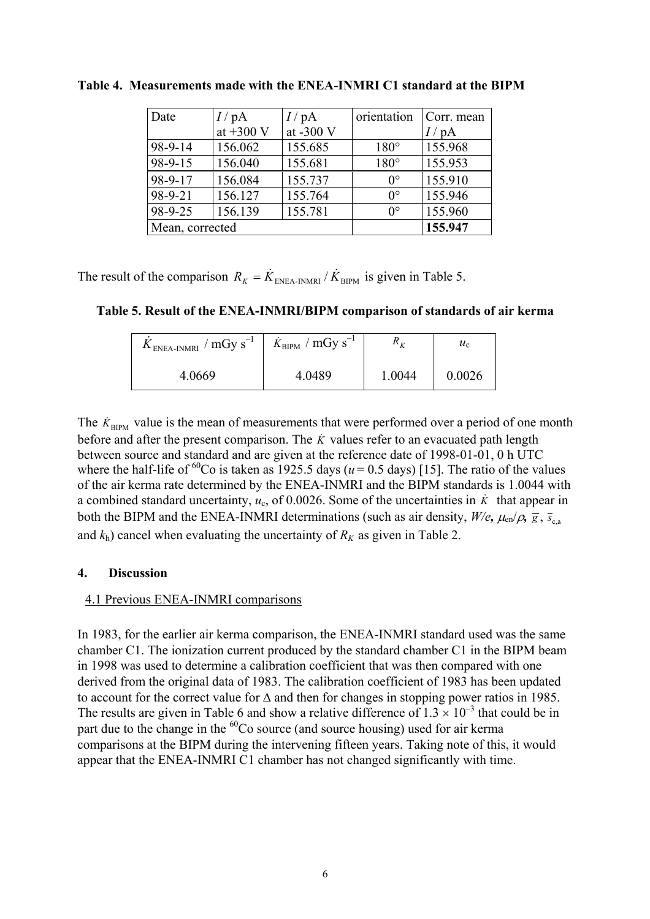**Table 4. Measurements made with the ENEA-INMRI C1 standard at the BIPM**

| Date | $I$ / pA at +300 V | $I$ / pA at -300 V | orientation | Corr. mean $I$ / pA |
|---|---|---|---|---|
| 98-9-14 | 156.062 | 155.685 | 180° | 155.968 |
| 98-9-15 | 156.040 | 155.681 | 180° | 155.953 |
| 98-9-17 | 156.084 | 155.737 | 0° | 155.910 |
| 98-9-21 | 156.127 | 155.764 | 0° | 155.946 |
| 98-9-25 | 156.139 | 155.781 | 0° | 155.960 |
| Mean, corrected | | | | **155.947** |

The result of the comparison $R_K = \dot{K}_{\text{ENEA-INMRI}} / \dot{K}_{\text{BIPM}}$ is given in Table 5.

**Table 5. Result of the ENEA-INMRI/BIPM comparison of standards of air kerma**

| $\dot{K}_{\text{ENEA-INMRI}}$ / mGy s$^{-1}$ | $\dot{K}_{\text{BIPM}}$ / mGy s$^{-1}$ | $R_K$ | $u_c$ |
|---|---|---|---|
| 4.0669 | 4.0489 | 1.0044 | 0.0026 |

The $\dot{K}_{\text{BIPM}}$ value is the mean of measurements that were performed over a period of one month before and after the present comparison. The $\dot{K}$ values refer to an evacuated path length between source and standard and are given at the reference date of 1998-01-01, 0 h UTC where the half-life of $^{60}$Co is taken as 1925.5 days ($u$ = 0.5 days) [15]. The ratio of the values of the air kerma rate determined by the ENEA-INMRI and the BIPM standards is 1.0044 with a combined standard uncertainty, $u_c$, of 0.0026. Some of the uncertainties in $\dot{K}$ that appear in both the BIPM and the ENEA-INMRI determinations (such as air density, $W/e$, $\mu_{en}/\rho$, $\bar{g}$, $\bar{s}_{c,a}$ and $k_h$) cancel when evaluating the uncertainty of $R_K$ as given in Table 2.

## 4. Discussion

### 4.1 Previous ENEA-INMRI comparisons

In 1983, for the earlier air kerma comparison, the ENEA-INMRI standard used was the same chamber C1. The ionization current produced by the standard chamber C1 in the BIPM beam in 1998 was used to determine a calibration coefficient that was then compared with one derived from the original data of 1983. The calibration coefficient of 1983 has been updated to account for the correct value for $\Delta$ and then for changes in stopping power ratios in 1985. The results are given in Table 6 and show a relative difference of $1.3 \times 10^{-3}$ that could be in part due to the change in the $^{60}$Co source (and source housing) used for air kerma comparisons at the BIPM during the intervening fifteen years. Taking note of this, it would appear that the ENEA-INMRI C1 chamber has not changed significantly with time.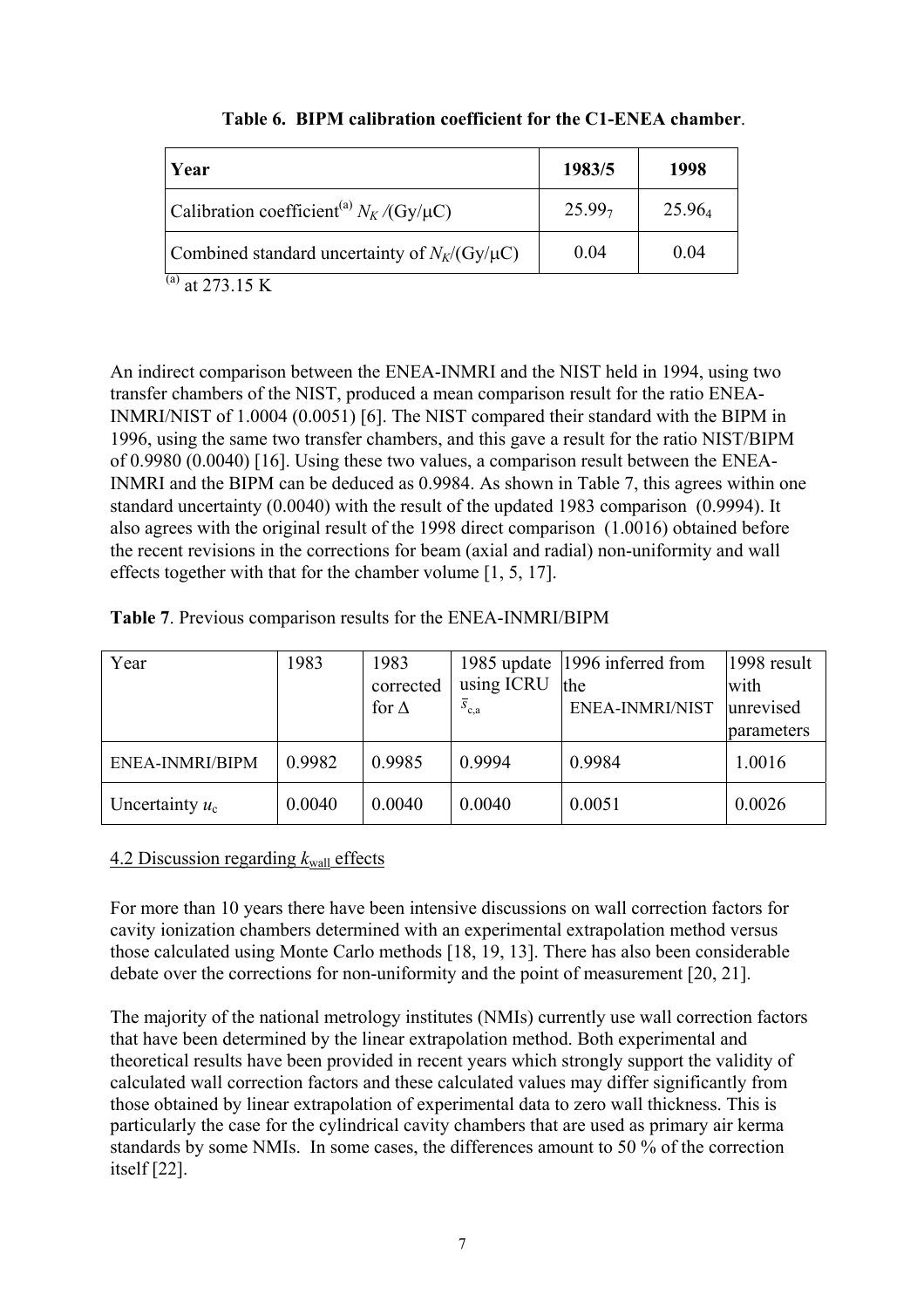**Table 6. BIPM calibration coefficient for the C1-ENEA chamber**.

| Year | 1983/5 | 1998 |
|---|---|---|
| Calibration coefficient[(a)] $N_K$ /(Gy/μC) | $25.99_7$ | $25.96_4$ |
| Combined standard uncertainty of $N_K$/(Gy/μC) | 0.04 | 0.04 |

[(a)] at 273.15 K

An indirect comparison between the ENEA-INMRI and the NIST held in 1994, using two transfer chambers of the NIST, produced a mean comparison result for the ratio ENEA-INMRI/NIST of 1.0004 (0.0051) [6]. The NIST compared their standard with the BIPM in 1996, using the same two transfer chambers, and this gave a result for the ratio NIST/BIPM of 0.9980 (0.0040) [16]. Using these two values, a comparison result between the ENEA-INMRI and the BIPM can be deduced as 0.9984. As shown in Table 7, this agrees within one standard uncertainty (0.0040) with the result of the updated 1983 comparison (0.9994). It also agrees with the original result of the 1998 direct comparison (1.0016) obtained before the recent revisions in the corrections for beam (axial and radial) non-uniformity and wall effects together with that for the chamber volume [1, 5, 17].

**Table 7**. Previous comparison results for the ENEA-INMRI/BIPM

| Year | 1983 | 1983 corrected for Δ | 1985 update using ICRU $\bar{s}_{c,a}$ | 1996 inferred from the ENEA-INMRI/NIST | 1998 result with unrevised parameters |
|---|---|---|---|---|---|
| ENEA-INMRI/BIPM | 0.9982 | 0.9985 | 0.9994 | 0.9984 | 1.0016 |
| Uncertainty $u_c$ | 0.0040 | 0.0040 | 0.0040 | 0.0051 | 0.0026 |

4.2 Discussion regarding $k_{wall}$ effects

For more than 10 years there have been intensive discussions on wall correction factors for cavity ionization chambers determined with an experimental extrapolation method versus those calculated using Monte Carlo methods [18, 19, 13]. There has also been considerable debate over the corrections for non-uniformity and the point of measurement [20, 21].

The majority of the national metrology institutes (NMIs) currently use wall correction factors that have been determined by the linear extrapolation method. Both experimental and theoretical results have been provided in recent years which strongly support the validity of calculated wall correction factors and these calculated values may differ significantly from those obtained by linear extrapolation of experimental data to zero wall thickness. This is particularly the case for the cylindrical cavity chambers that are used as primary air kerma standards by some NMIs. In some cases, the differences amount to 50 % of the correction itself [22].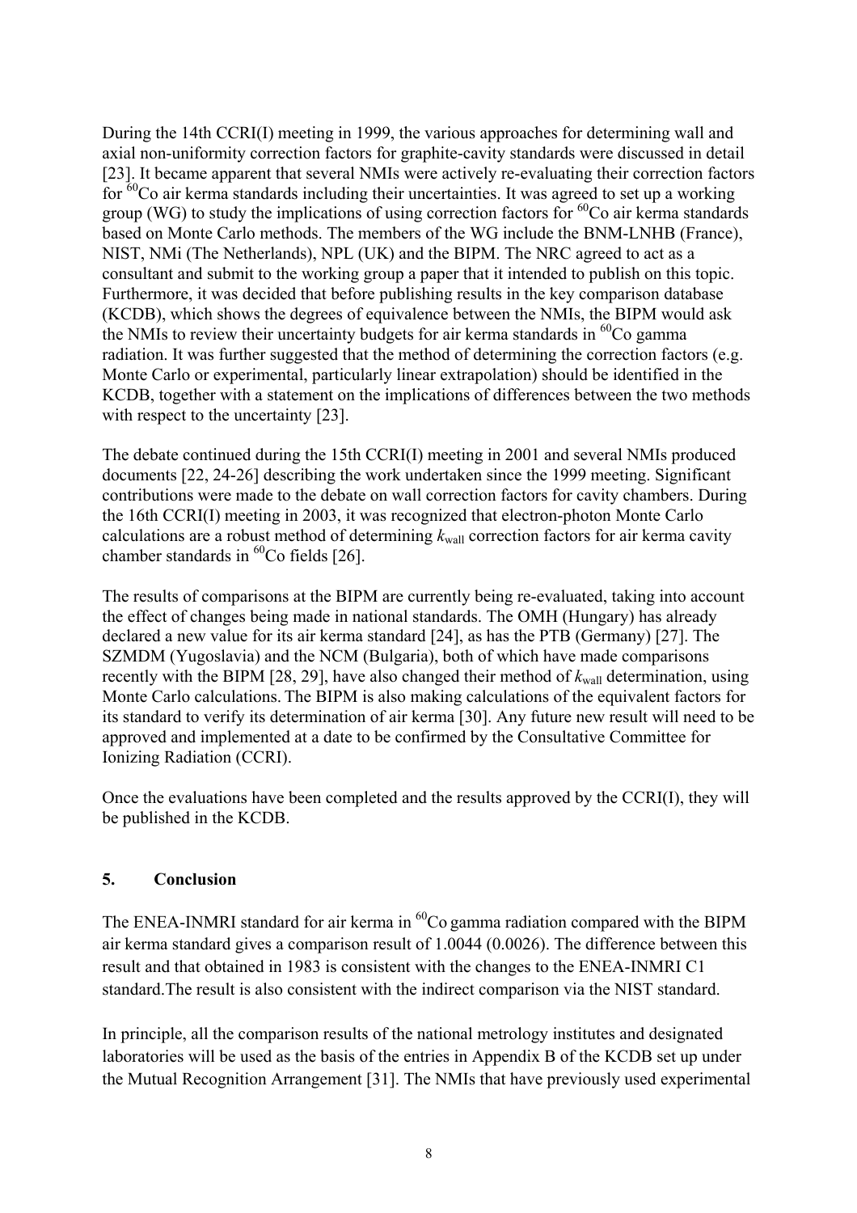During the 14th CCRI(I) meeting in 1999, the various approaches for determining wall and axial non-uniformity correction factors for graphite-cavity standards were discussed in detail [23]. It became apparent that several NMIs were actively re-evaluating their correction factors for $^{60}$Co air kerma standards including their uncertainties. It was agreed to set up a working group (WG) to study the implications of using correction factors for $^{60}$Co air kerma standards based on Monte Carlo methods. The members of the WG include the BNM-LNHB (France), NIST, NMi (The Netherlands), NPL (UK) and the BIPM. The NRC agreed to act as a consultant and submit to the working group a paper that it intended to publish on this topic. Furthermore, it was decided that before publishing results in the key comparison database (KCDB), which shows the degrees of equivalence between the NMIs, the BIPM would ask the NMIs to review their uncertainty budgets for air kerma standards in $^{60}$Co gamma radiation. It was further suggested that the method of determining the correction factors (e.g. Monte Carlo or experimental, particularly linear extrapolation) should be identified in the KCDB, together with a statement on the implications of differences between the two methods with respect to the uncertainty [23].

The debate continued during the 15th CCRI(I) meeting in 2001 and several NMIs produced documents [22, 24-26] describing the work undertaken since the 1999 meeting. Significant contributions were made to the debate on wall correction factors for cavity chambers. During the 16th CCRI(I) meeting in 2003, it was recognized that electron-photon Monte Carlo calculations are a robust method of determining $k_{\text{wall}}$ correction factors for air kerma cavity chamber standards in $^{60}$Co fields [26].

The results of comparisons at the BIPM are currently being re-evaluated, taking into account the effect of changes being made in national standards. The OMH (Hungary) has already declared a new value for its air kerma standard [24], as has the PTB (Germany) [27]. The SZMDM (Yugoslavia) and the NCM (Bulgaria), both of which have made comparisons recently with the BIPM [28, 29], have also changed their method of $k_{\text{wall}}$ determination, using Monte Carlo calculations. The BIPM is also making calculations of the equivalent factors for its standard to verify its determination of air kerma [30]. Any future new result will need to be approved and implemented at a date to be confirmed by the Consultative Committee for Ionizing Radiation (CCRI).

Once the evaluations have been completed and the results approved by the CCRI(I), they will be published in the KCDB.

## 5. Conclusion

The ENEA-INMRI standard for air kerma in $^{60}$Co gamma radiation compared with the BIPM air kerma standard gives a comparison result of 1.0044 (0.0026). The difference between this result and that obtained in 1983 is consistent with the changes to the ENEA-INMRI C1 standard.The result is also consistent with the indirect comparison via the NIST standard.

In principle, all the comparison results of the national metrology institutes and designated laboratories will be used as the basis of the entries in Appendix B of the KCDB set up under the Mutual Recognition Arrangement [31]. The NMIs that have previously used experimental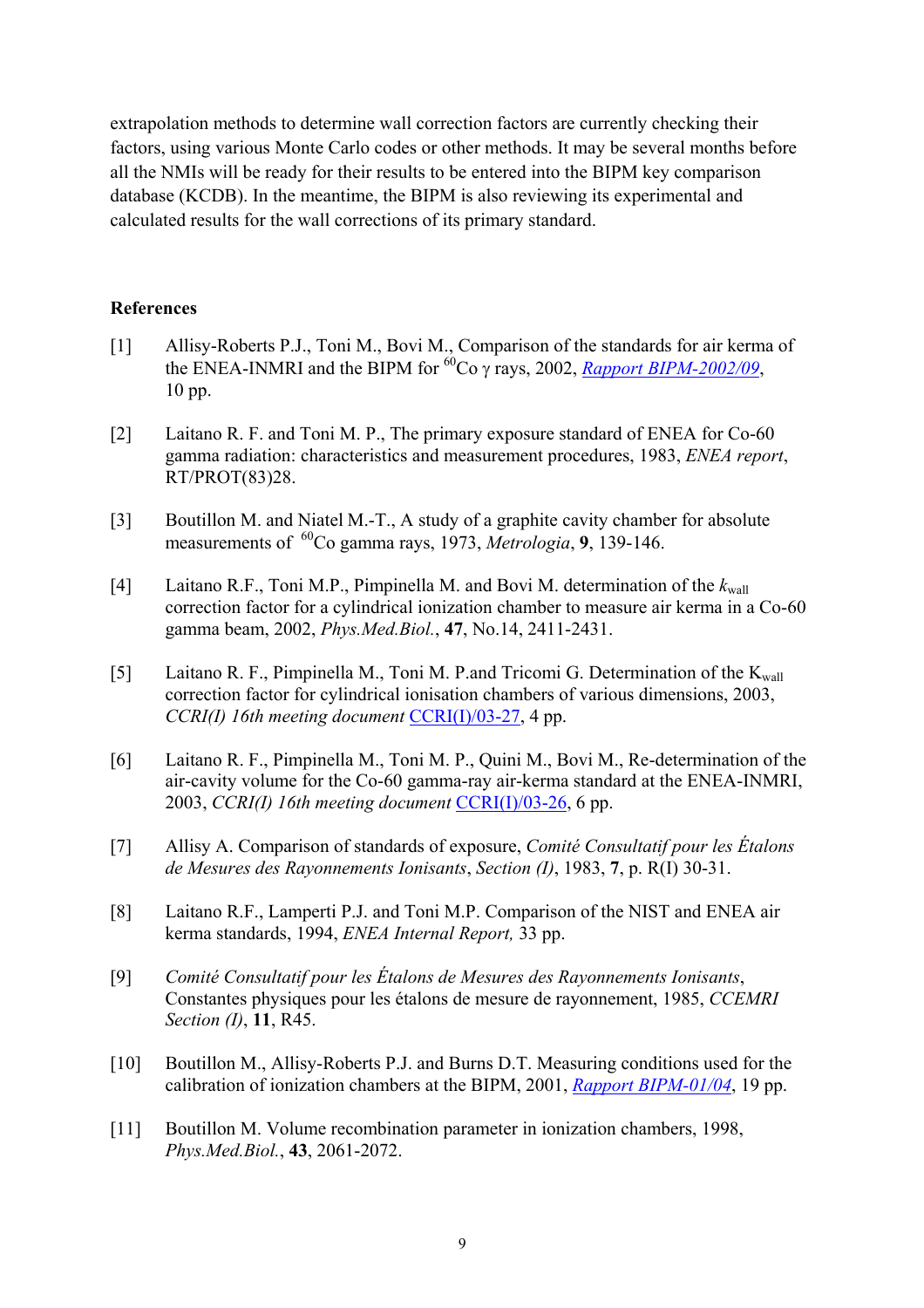extrapolation methods to determine wall correction factors are currently checking their factors, using various Monte Carlo codes or other methods. It may be several months before all the NMIs will be ready for their results to be entered into the BIPM key comparison database (KCDB). In the meantime, the BIPM is also reviewing its experimental and calculated results for the wall corrections of its primary standard.

**References**

[1] Allisy-Roberts P.J., Toni M., Bovi M., Comparison of the standards for air kerma of the ENEA-INMRI and the BIPM for $^{60}$Co γ rays, 2002, *Rapport BIPM-2002/09*, 10 pp.

[2] Laitano R. F. and Toni M. P., The primary exposure standard of ENEA for Co-60 gamma radiation: characteristics and measurement procedures, 1983, *ENEA report*, RT/PROT(83)28.

[3] Boutillon M. and Niatel M.-T., A study of a graphite cavity chamber for absolute measurements of $^{60}$Co gamma rays, 1973, *Metrologia*, **9**, 139-146.

[4] Laitano R.F., Toni M.P., Pimpinella M. and Bovi M. determination of the $k_{wall}$ correction factor for a cylindrical ionization chamber to measure air kerma in a Co-60 gamma beam, 2002, *Phys.Med.Biol.*, **47**, No.14, 2411-2431.

[5] Laitano R. F., Pimpinella M., Toni M. P.and Tricomi G. Determination of the $K_{wall}$ correction factor for cylindrical ionisation chambers of various dimensions, 2003, *CCRI(I) 16th meeting document* CCRI(I)/03-27, 4 pp.

[6] Laitano R. F., Pimpinella M., Toni M. P., Quini M., Bovi M., Re-determination of the air-cavity volume for the Co-60 gamma-ray air-kerma standard at the ENEA-INMRI, 2003, *CCRI(I) 16th meeting document* CCRI(I)/03-26, 6 pp.

[7] Allisy A. Comparison of standards of exposure, *Comité Consultatif pour les Étalons de Mesures des Rayonnements Ionisants*, *Section (I)*, 1983, **7**, p. R(I) 30-31.

[8] Laitano R.F., Lamperti P.J. and Toni M.P. Comparison of the NIST and ENEA air kerma standards, 1994, *ENEA Internal Report,* 33 pp.

[9] *Comité Consultatif pour les Étalons de Mesures des Rayonnements Ionisants*, Constantes physiques pour les étalons de mesure de rayonnement, 1985, *CCEMRI Section (I)*, **11**, R45.

[10] Boutillon M., Allisy-Roberts P.J. and Burns D.T. Measuring conditions used for the calibration of ionization chambers at the BIPM, 2001, *Rapport BIPM-01/04*, 19 pp.

[11] Boutillon M. Volume recombination parameter in ionization chambers, 1998, *Phys.Med.Biol.*, **43**, 2061-2072.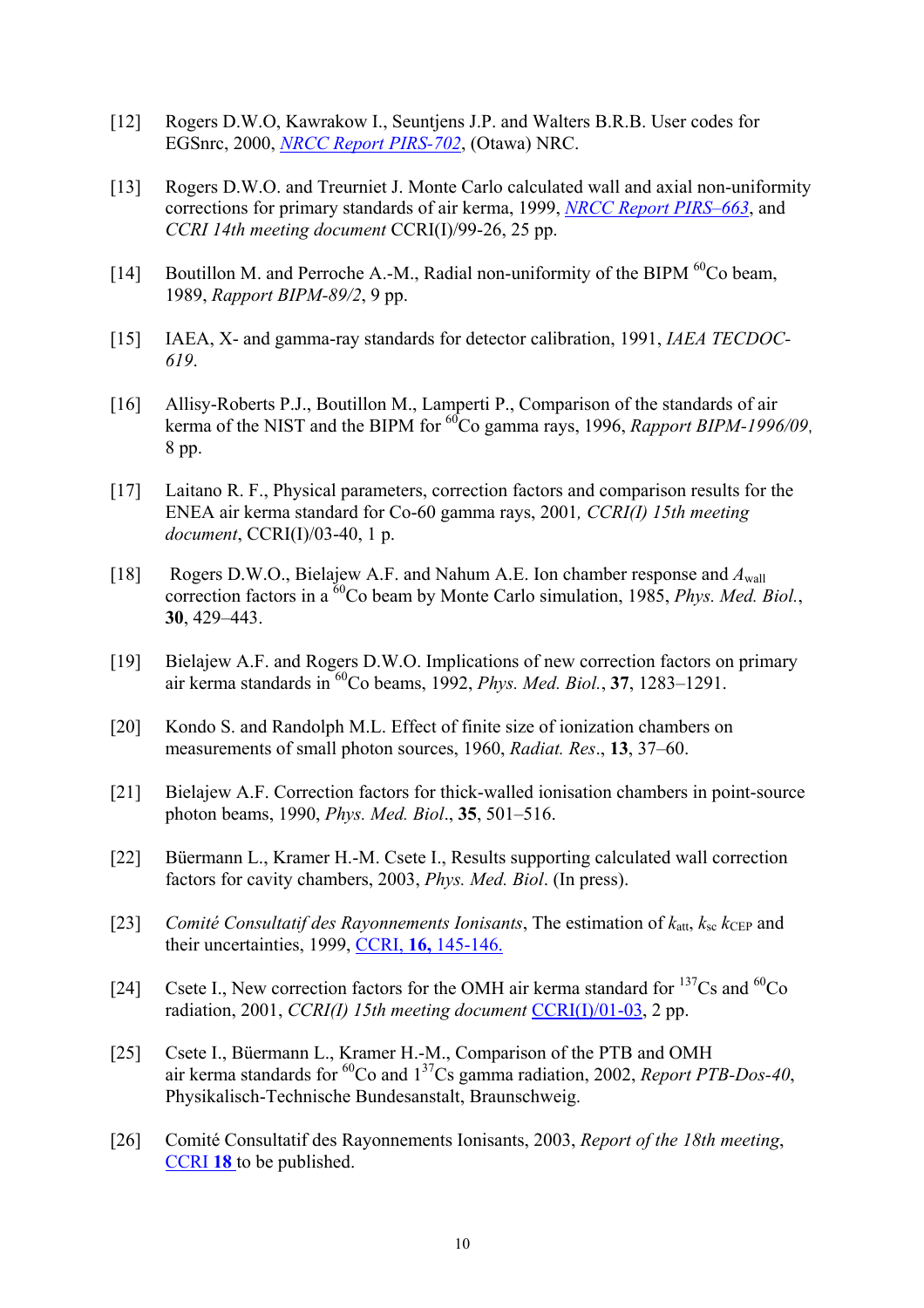[12] Rogers D.W.O, Kawrakow I., Seuntjens J.P. and Walters B.R.B. User codes for EGSnrc, 2000, *NRCC Report PIRS-702*, (Otawa) NRC.

[13] Rogers D.W.O. and Treurniet J. Monte Carlo calculated wall and axial non-uniformity corrections for primary standards of air kerma, 1999, *NRCC Report PIRS–663*, and *CCRI 14th meeting document* CCRI(I)/99-26, 25 pp.

[14] Boutillon M. and Perroche A.-M., Radial non-uniformity of the BIPM $^{60}$Co beam, 1989, *Rapport BIPM-89/2*, 9 pp.

[15] IAEA, X- and gamma-ray standards for detector calibration, 1991, *IAEA TECDOC-619*.

[16] Allisy-Roberts P.J., Boutillon M., Lamperti P., Comparison of the standards of air kerma of the NIST and the BIPM for $^{60}$Co gamma rays, 1996, *Rapport BIPM-1996/09*, 8 pp.

[17] Laitano R. F., Physical parameters, correction factors and comparison results for the ENEA air kerma standard for Co-60 gamma rays, 2001*, CCRI(I) 15th meeting document*, CCRI(I)/03-40, 1 p.

[18] Rogers D.W.O., Bielajew A.F. and Nahum A.E. Ion chamber response and $A_{\mathrm{wall}}$ correction factors in a $^{60}$Co beam by Monte Carlo simulation, 1985, *Phys. Med. Biol.*, **30**, 429–443.

[19] Bielajew A.F. and Rogers D.W.O. Implications of new correction factors on primary air kerma standards in $^{60}$Co beams, 1992, *Phys. Med. Biol.*, **37**, 1283–1291.

[20] Kondo S. and Randolph M.L. Effect of finite size of ionization chambers on measurements of small photon sources, 1960, *Radiat. Res*., **13**, 37–60.

[21] Bielajew A.F. Correction factors for thick-walled ionisation chambers in point-source photon beams, 1990, *Phys. Med. Biol*., **35**, 501–516.

[22] Büermann L., Kramer H.-M. Csete I., Results supporting calculated wall correction factors for cavity chambers, 2003, *Phys. Med. Biol*. (In press).

[23] *Comité Consultatif des Rayonnements Ionisants*, The estimation of $k_{\mathrm{att}}$, $k_{\mathrm{sc}}$ $k_{\mathrm{CEP}}$ and their uncertainties, 1999, CCRI, **16,** 145-146.

[24] Csete I., New correction factors for the OMH air kerma standard for $^{137}$Cs and $^{60}$Co radiation, 2001, *CCRI(I) 15th meeting document* CCRI(I)/01-03, 2 pp.

[25] Csete I., Büermann L., Kramer H.-M., Comparison of the PTB and OMH air kerma standards for $^{60}$Co and 1$^{37}$Cs gamma radiation, 2002, *Report PTB-Dos-40*, Physikalisch-Technische Bundesanstalt, Braunschweig.

[26] Comité Consultatif des Rayonnements Ionisants, 2003, *Report of the 18th meeting*, CCRI **18** to be published.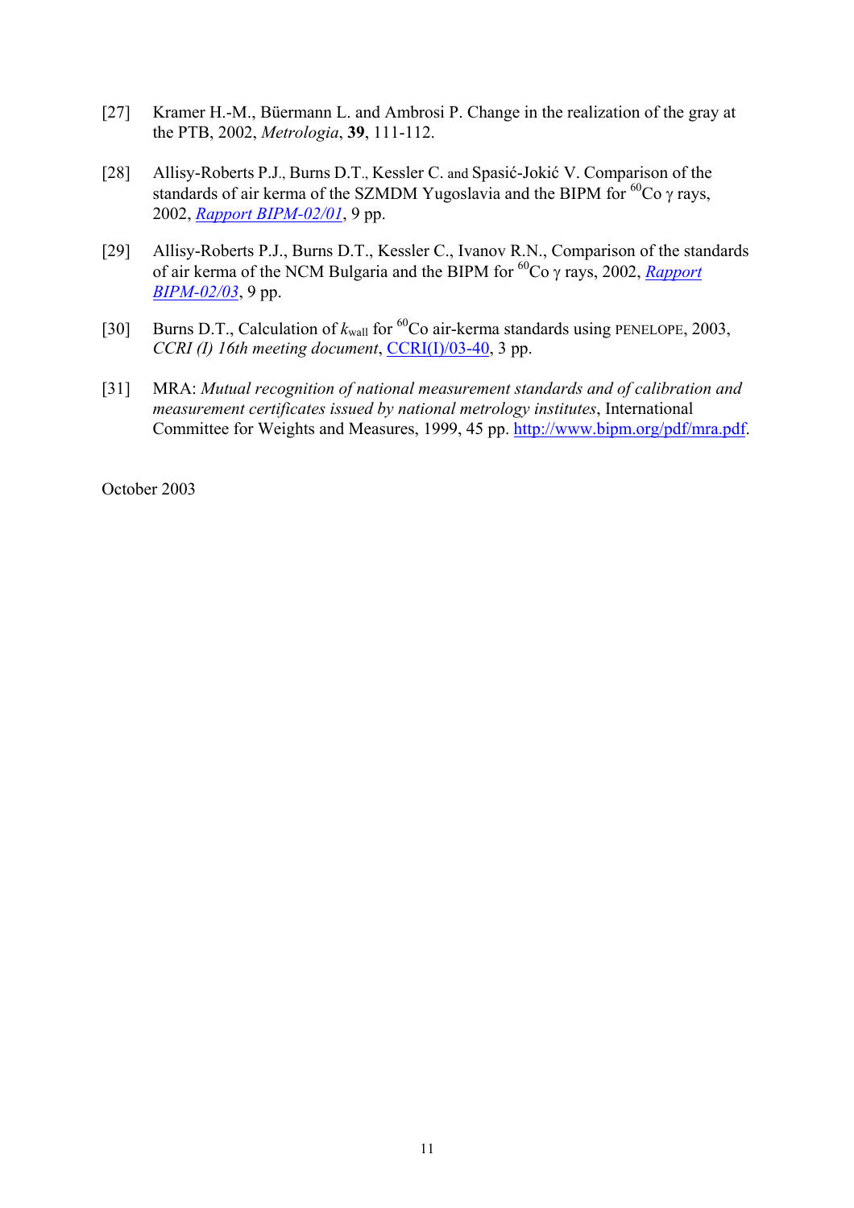[27] Kramer H.-M., Büermann L. and Ambrosi P. Change in the realization of the gray at the PTB, 2002, *Metrologia*, **39**, 111-112.

[28] Allisy-Roberts P.J., Burns D.T., Kessler C. and Spasić-Jokić V. Comparison of the standards of air kerma of the SZMDM Yugoslavia and the BIPM for $^{60}$Co γ rays, 2002, *Rapport BIPM-02/01*, 9 pp.

[29] Allisy-Roberts P.J., Burns D.T., Kessler C., Ivanov R.N., Comparison of the standards of air kerma of the NCM Bulgaria and the BIPM for $^{60}$Co γ rays, 2002, *Rapport BIPM-02/03*, 9 pp.

[30] Burns D.T., Calculation of $k_{wall}$ for $^{60}$Co air-kerma standards using PENELOPE, 2003, *CCRI (I) 16th meeting document*, CCRI(I)/03-40, 3 pp.

[31] MRA: *Mutual recognition of national measurement standards and of calibration and measurement certificates issued by national metrology institutes*, International Committee for Weights and Measures, 1999, 45 pp. http://www.bipm.org/pdf/mra.pdf.

October 2003